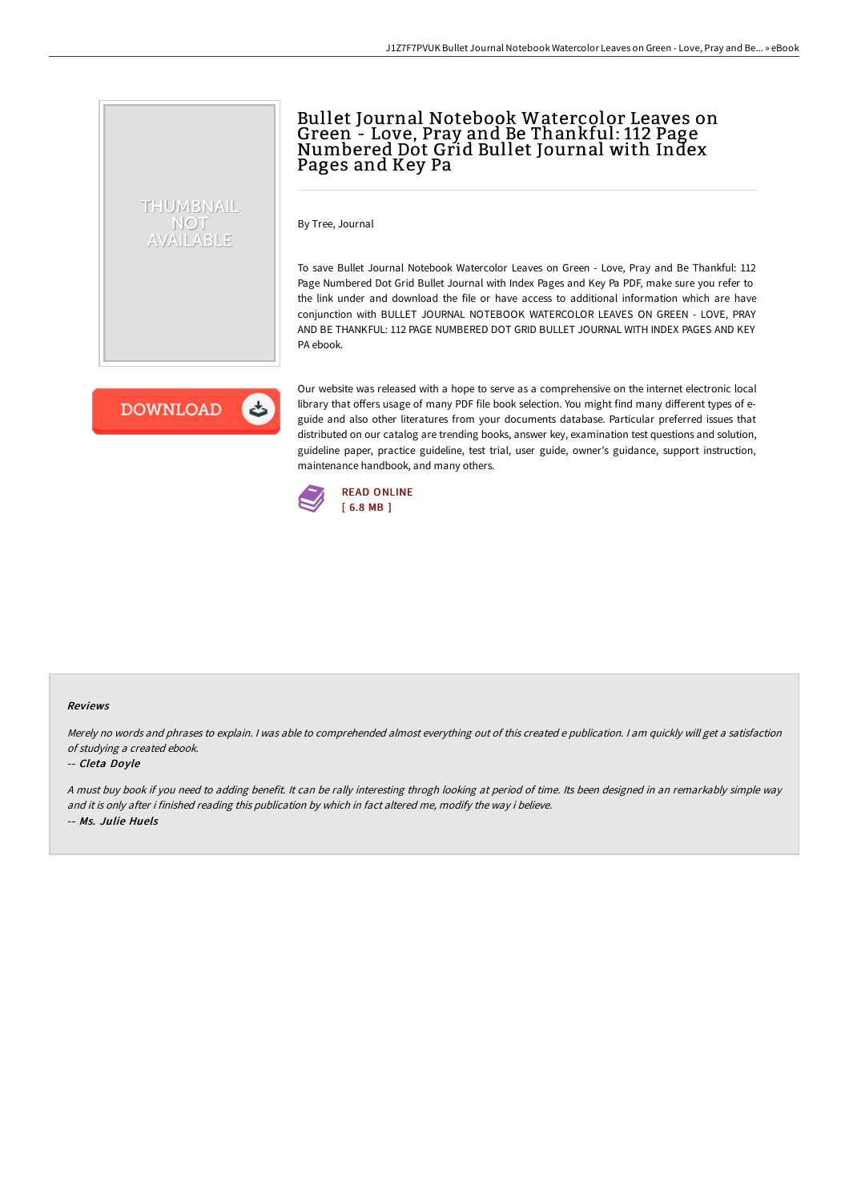# Bullet Journal Notebook Watercolor Leaves on Green - Love, Pray and Be Thankful: 112 Page Numbered Dot Grid Bullet Journal with Index Pages and Key Pa

By Tree, Journal

To save Bullet Journal Notebook Watercolor Leaves on Green - Love, Pray and Be Thankful: 112 Page Numbered Dot Grid Bullet Journal with Index Pages and Key Pa PDF, make sure you refer to the link under and download the file or have access to additional information which are have conjunction with BULLET JOURNAL NOTEBOOK WATERCOLOR LEAVES ON GREEN - LOVE, PRAY AND BE THANKFUL: 112 PAGE NUMBERED DOT GRID BULLET JOURNAL WITH INDEX PAGES AND KEY PA ebook.

Our website was released with a hope to serve as a comprehensive on the internet electronic local library that offers usage of many PDF file book selection. You might find many different types of e-guide and also other literatures from your documents database. Particular preferred issues that distributed on our catalog are trending books, answer key, examination test questions and solution, guideline paper, practice guideline, test trial, user guide, owner's guidance, support instruction, maintenance handbook, and many others.

READ ONLINE
[ 6.8 MB ]

### Reviews

*Merely no words and phrases to explain. I was able to comprehended almost everything out of this created e publication. I am quickly will get a satisfaction of studying a created ebook.*

-- *Cleta Doyle*

*A must buy book if you need to adding benefit. It can be rally interesting throgh looking at period of time. Its been designed in an remarkably simple way and it is only after i finished reading this publication by which in fact altered me, modify the way i believe.*

-- *Ms. Julie Huels*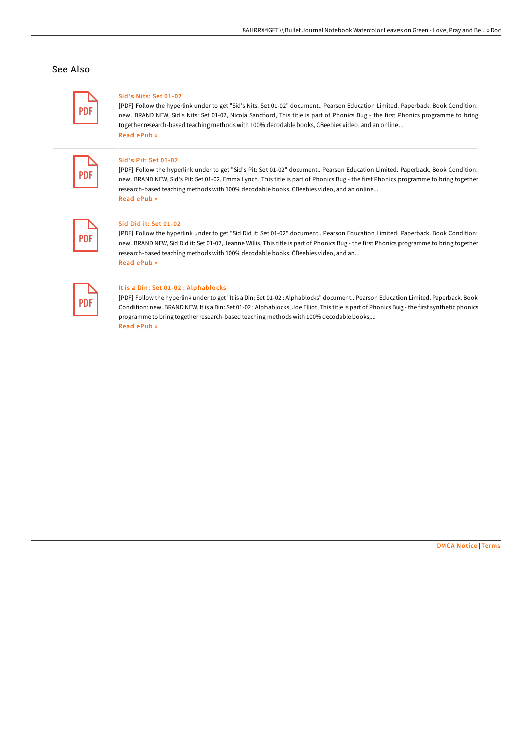## See Also

### Sid's Nits: Set 01-02

[PDF] Follow the hyperlink under to get "Sid's Nits: Set 01-02" document.. Pearson Education Limited. Paperback. Book Condition: new. BRAND NEW, Sid's Nits: Set 01-02, Nicola Sandford, This title is part of Phonics Bug - the first Phonics programme to bring together research-based teaching methods with 100% decodable books, CBeebies video, and an online...

Read ePub »

### Sid's Pit: Set 01-02

[PDF] Follow the hyperlink under to get "Sid's Pit: Set 01-02" document.. Pearson Education Limited. Paperback. Book Condition: new. BRAND NEW, Sid's Pit: Set 01-02, Emma Lynch, This title is part of Phonics Bug - the first Phonics programme to bring together research-based teaching methods with 100% decodable books, CBeebies video, and an online...

Read ePub »

### Sid Did it: Set 01-02

[PDF] Follow the hyperlink under to get "Sid Did it: Set 01-02" document.. Pearson Education Limited. Paperback. Book Condition: new. BRAND NEW, Sid Did it: Set 01-02, Jeanne Willis, This title is part of Phonics Bug - the first Phonics programme to bring together research-based teaching methods with 100% decodable books, CBeebies video, and an...

Read ePub »

### It is a Din: Set 01-02 : Alphablocks

[PDF] Follow the hyperlink under to get "It is a Din: Set 01-02 : Alphablocks" document.. Pearson Education Limited. Paperback. Book Condition: new. BRAND NEW, It is a Din: Set 01-02 : Alphablocks, Joe Elliot, This title is part of Phonics Bug - the first synthetic phonics programme to bring together research-based teaching methods with 100% decodable books,...

Read ePub »

DMCA Notice | Terms